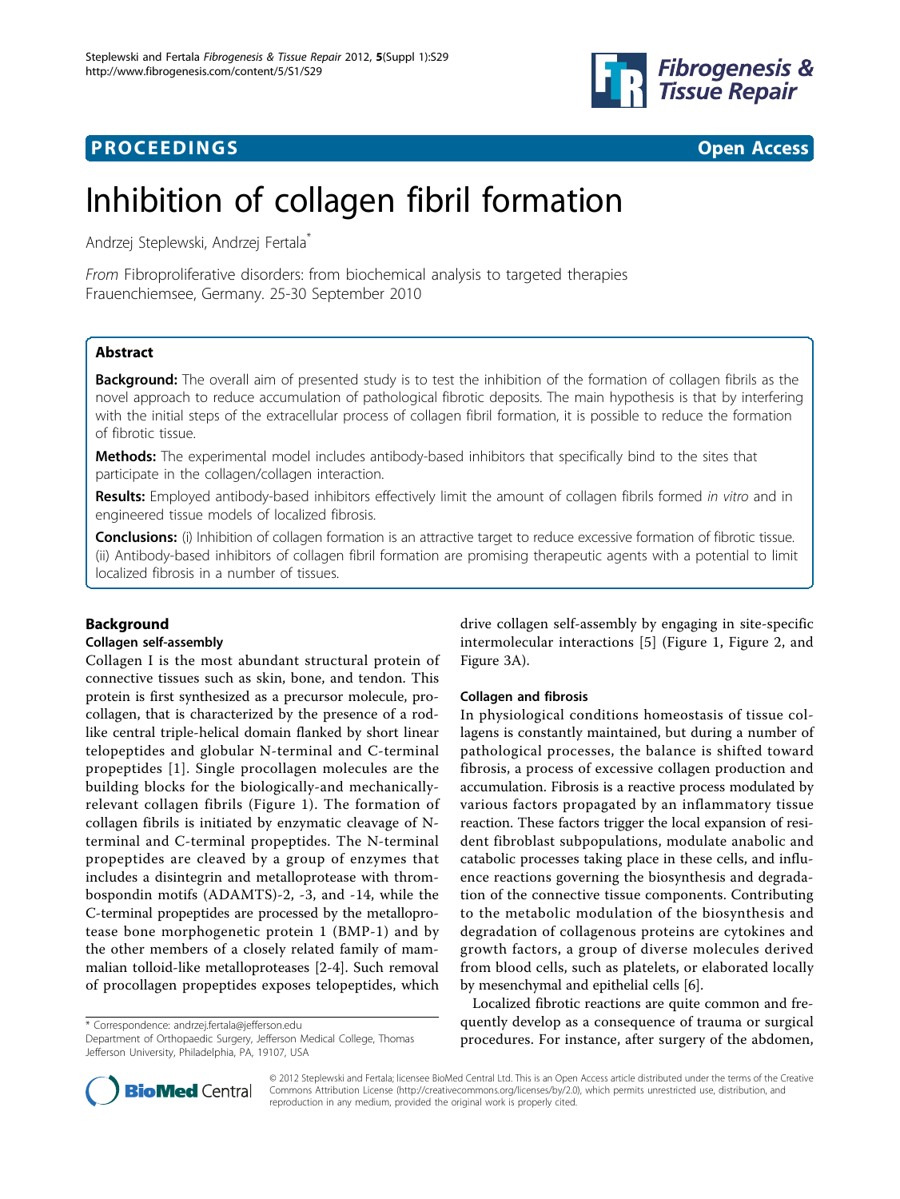**PROCEEDINGS** **Open Access**

# Inhibition of collagen fibril formation

Andrzej Steplewski, Andrzej Fertala*

*From* Fibroproliferative disorders: from biochemical analysis to targeted therapies
Frauenchiemsee, Germany. 25-30 September 2010

## Abstract

**Background:** The overall aim of presented study is to test the inhibition of the formation of collagen fibrils as the novel approach to reduce accumulation of pathological fibrotic deposits. The main hypothesis is that by interfering with the initial steps of the extracellular process of collagen fibril formation, it is possible to reduce the formation of fibrotic tissue.

**Methods:** The experimental model includes antibody-based inhibitors that specifically bind to the sites that participate in the collagen/collagen interaction.

**Results:** Employed antibody-based inhibitors effectively limit the amount of collagen fibrils formed *in vitro* and in engineered tissue models of localized fibrosis.

**Conclusions:** (i) Inhibition of collagen formation is an attractive target to reduce excessive formation of fibrotic tissue. (ii) Antibody-based inhibitors of collagen fibril formation are promising therapeutic agents with a potential to limit localized fibrosis in a number of tissues.

## Background

### Collagen self-assembly

Collagen I is the most abundant structural protein of connective tissues such as skin, bone, and tendon. This protein is first synthesized as a precursor molecule, procollagen, that is characterized by the presence of a rod-like central triple-helical domain flanked by short linear telopeptides and globular N-terminal and C-terminal propeptides [1]. Single procollagen molecules are the building blocks for the biologically-and mechanically-relevant collagen fibrils (Figure 1). The formation of collagen fibrils is initiated by enzymatic cleavage of N-terminal and C-terminal propeptides. The N-terminal propeptides are cleaved by a group of enzymes that includes a disintegrin and metalloprotease with thrombospondin motifs (ADAMTS)-2, -3, and -14, while the C-terminal propeptides are processed by the metalloprotease bone morphogenetic protein 1 (BMP-1) and by the other members of a closely related family of mammalian tolloid-like metalloproteases [2-4]. Such removal of procollagen propeptides exposes telopeptides, which drive collagen self-assembly by engaging in site-specific intermolecular interactions [5] (Figure 1, Figure 2, and Figure 3A).

### Collagen and fibrosis

In physiological conditions homeostasis of tissue collagens is constantly maintained, but during a number of pathological processes, the balance is shifted toward fibrosis, a process of excessive collagen production and accumulation. Fibrosis is a reactive process modulated by various factors propagated by an inflammatory tissue reaction. These factors trigger the local expansion of resident fibroblast subpopulations, modulate anabolic and catabolic processes taking place in these cells, and influence reactions governing the biosynthesis and degradation of the connective tissue components. Contributing to the metabolic modulation of the biosynthesis and degradation of collagenous proteins are cytokines and growth factors, a group of diverse molecules derived from blood cells, such as platelets, or elaborated locally by mesenchymal and epithelial cells [6].

Localized fibrotic reactions are quite common and frequently develop as a consequence of trauma or surgical procedures. For instance, after surgery of the abdomen,

\* Correspondence: andrzej.fertala@jefferson.edu
Department of Orthopaedic Surgery, Jefferson Medical College, Thomas Jefferson University, Philadelphia, PA, 19107, USA

© 2012 Steplewski and Fertala; licensee BioMed Central Ltd. This is an Open Access article distributed under the terms of the Creative Commons Attribution License (http://creativecommons.org/licenses/by/2.0), which permits unrestricted use, distribution, and reproduction in any medium, provided the original work is properly cited.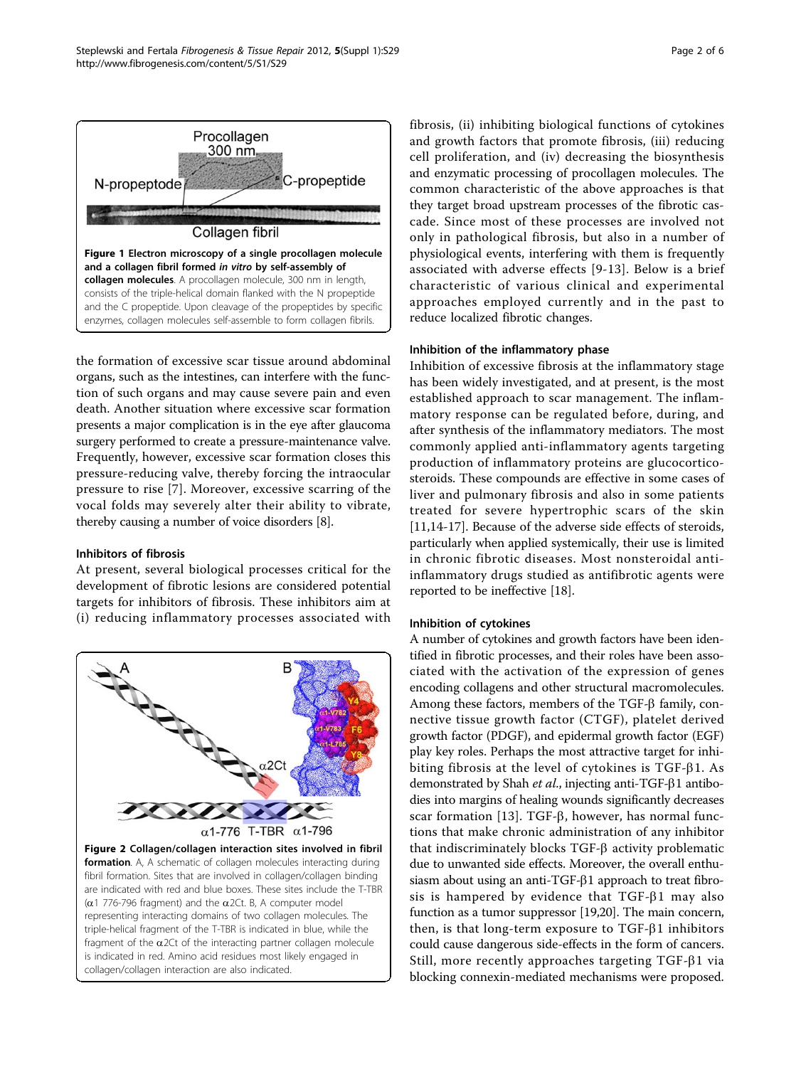**Figure 1 Electron microscopy of a single procollagen molecule and a collagen fibril formed *in vitro* by self-assembly of collagen molecules**. A procollagen molecule, 300 nm in length, consists of the triple-helical domain flanked with the N propeptide and the C propeptide. Upon cleavage of the propeptides by specific enzymes, collagen molecules self-assemble to form collagen fibrils.

the formation of excessive scar tissue around abdominal organs, such as the intestines, can interfere with the function of such organs and may cause severe pain and even death. Another situation where excessive scar formation presents a major complication is in the eye after glaucoma surgery performed to create a pressure-maintenance valve. Frequently, however, excessive scar formation closes this pressure-reducing valve, thereby forcing the intraocular pressure to rise [7]. Moreover, excessive scarring of the vocal folds may severely alter their ability to vibrate, thereby causing a number of voice disorders [8].

### Inhibitors of fibrosis

At present, several biological processes critical for the development of fibrotic lesions are considered potential targets for inhibitors of fibrosis. These inhibitors aim at (i) reducing inflammatory processes associated with fibrosis, (ii) inhibiting biological functions of cytokines and growth factors that promote fibrosis, (iii) reducing cell proliferation, and (iv) decreasing the biosynthesis and enzymatic processing of procollagen molecules. The common characteristic of the above approaches is that they target broad upstream processes of the fibrotic cascade. Since most of these processes are involved not only in pathological fibrosis, but also in a number of physiological events, interfering with them is frequently associated with adverse effects [9-13]. Below is a brief characteristic of various clinical and experimental approaches employed currently and in the past to reduce localized fibrotic changes.

**Figure 2 Collagen/collagen interaction sites involved in fibril formation**. A, A schematic of collagen molecules interacting during fibril formation. Sites that are involved in collagen/collagen binding are indicated with red and blue boxes. These sites include the T-TBR (α1 776-796 fragment) and the α2Ct. B, A computer model representing interacting domains of two collagen molecules. The triple-helical fragment of the T-TBR is indicated in blue, while the fragment of the α2Ct of the interacting partner collagen molecule is indicated in red. Amino acid residues most likely engaged in collagen/collagen interaction are also indicated.

### Inhibition of the inflammatory phase

Inhibition of excessive fibrosis at the inflammatory stage has been widely investigated, and at present, is the most established approach to scar management. The inflammatory response can be regulated before, during, and after synthesis of the inflammatory mediators. The most commonly applied anti-inflammatory agents targeting production of inflammatory proteins are glucocorticosteroids. These compounds are effective in some cases of liver and pulmonary fibrosis and also in some patients treated for severe hypertrophic scars of the skin [11,14-17]. Because of the adverse side effects of steroids, particularly when applied systemically, their use is limited in chronic fibrotic diseases. Most nonsteroidal anti-inflammatory drugs studied as antifibrotic agents were reported to be ineffective [18].

### Inhibition of cytokines

A number of cytokines and growth factors have been identified in fibrotic processes, and their roles have been associated with the activation of the expression of genes encoding collagens and other structural macromolecules. Among these factors, members of the TGF-β family, connective tissue growth factor (CTGF), platelet derived growth factor (PDGF), and epidermal growth factor (EGF) play key roles. Perhaps the most attractive target for inhibiting fibrosis at the level of cytokines is TGF-β1. As demonstrated by Shah *et al.*, injecting anti-TGF-β1 antibodies into margins of healing wounds significantly decreases scar formation [13]. TGF-β, however, has normal functions that make chronic administration of any inhibitor that indiscriminately blocks TGF-β activity problematic due to unwanted side effects. Moreover, the overall enthusiasm about using an anti-TGF-β1 approach to treat fibrosis is hampered by evidence that TGF-β1 may also function as a tumor suppressor [19,20]. The main concern, then, is that long-term exposure to TGF-β1 inhibitors could cause dangerous side-effects in the form of cancers. Still, more recently approaches targeting TGF-β1 via blocking connexin-mediated mechanisms were proposed.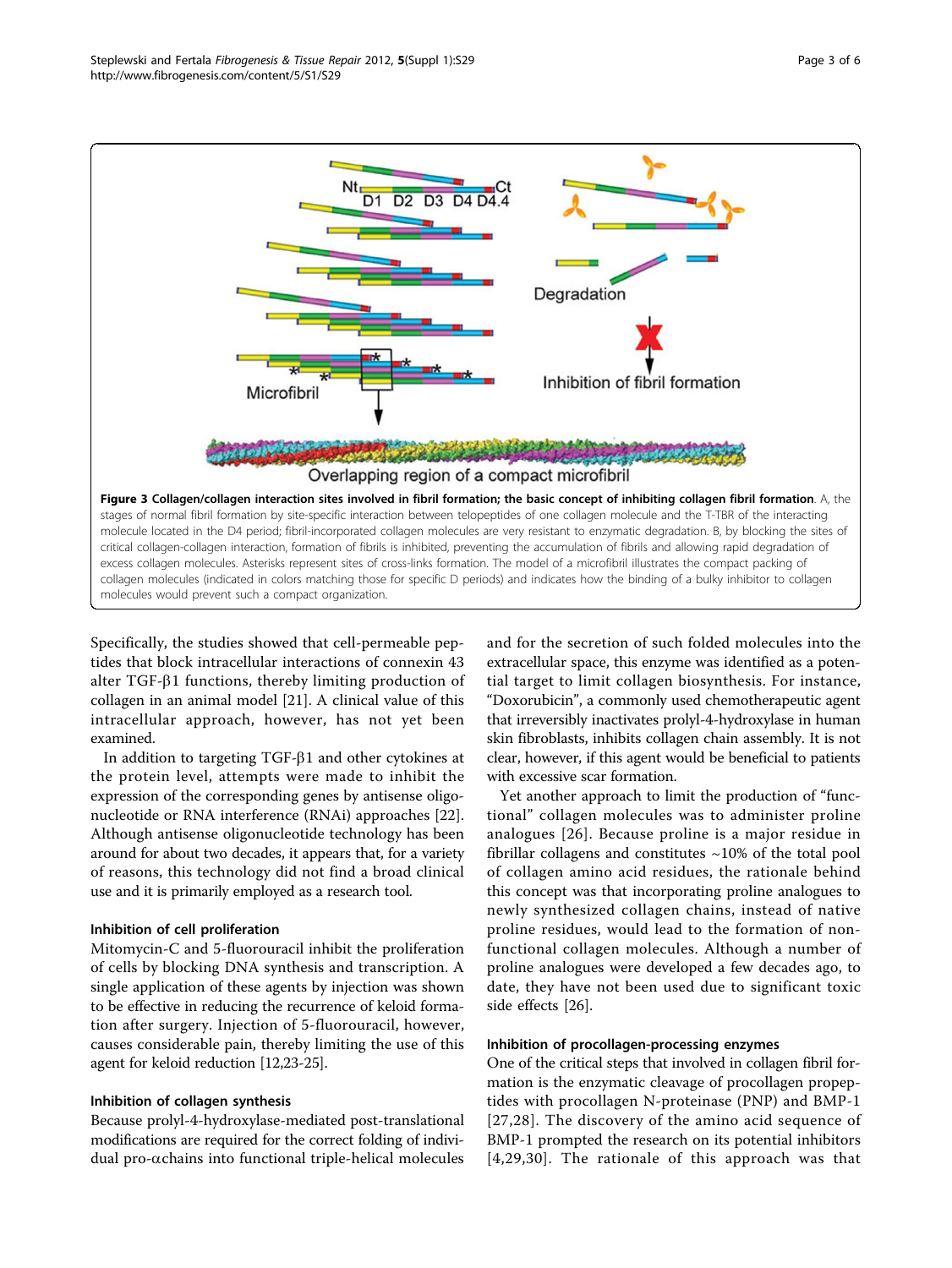**Figure 3 Collagen/collagen interaction sites involved in fibril formation; the basic concept of inhibiting collagen fibril formation**. A, the stages of normal fibril formation by site-specific interaction between telopeptides of one collagen molecule and the T-TBR of the interacting molecule located in the D4 period; fibril-incorporated collagen molecules are very resistant to enzymatic degradation. B, by blocking the sites of critical collagen-collagen interaction, formation of fibrils is inhibited, preventing the accumulation of fibrils and allowing rapid degradation of excess collagen molecules. Asterisks represent sites of cross-links formation. The model of a microfibril illustrates the compact packing of collagen molecules (indicated in colors matching those for specific D periods) and indicates how the binding of a bulky inhibitor to collagen molecules would prevent such a compact organization.

Specifically, the studies showed that cell-permeable peptides that block intracellular interactions of connexin 43 alter TGF-β1 functions, thereby limiting production of collagen in an animal model [21]. A clinical value of this intracellular approach, however, has not yet been examined.

In addition to targeting TGF-β1 and other cytokines at the protein level, attempts were made to inhibit the expression of the corresponding genes by antisense oligonucleotide or RNA interference (RNAi) approaches [22]. Although antisense oligonucleotide technology has been around for about two decades, it appears that, for a variety of reasons, this technology did not find a broad clinical use and it is primarily employed as a research tool.

### Inhibition of cell proliferation

Mitomycin-C and 5-fluorouracil inhibit the proliferation of cells by blocking DNA synthesis and transcription. A single application of these agents by injection was shown to be effective in reducing the recurrence of keloid formation after surgery. Injection of 5-fluorouracil, however, causes considerable pain, thereby limiting the use of this agent for keloid reduction [12,23-25].

### Inhibition of collagen synthesis

Because prolyl-4-hydroxylase-mediated post-translational modifications are required for the correct folding of individual pro-αchains into functional triple-helical molecules and for the secretion of such folded molecules into the extracellular space, this enzyme was identified as a potential target to limit collagen biosynthesis. For instance, "Doxorubicin", a commonly used chemotherapeutic agent that irreversibly inactivates prolyl-4-hydroxylase in human skin fibroblasts, inhibits collagen chain assembly. It is not clear, however, if this agent would be beneficial to patients with excessive scar formation.

Yet another approach to limit the production of "functional" collagen molecules was to administer proline analogues [26]. Because proline is a major residue in fibrillar collagens and constitutes ~10% of the total pool of collagen amino acid residues, the rationale behind this concept was that incorporating proline analogues to newly synthesized collagen chains, instead of native proline residues, would lead to the formation of non-functional collagen molecules. Although a number of proline analogues were developed a few decades ago, to date, they have not been used due to significant toxic side effects [26].

### Inhibition of procollagen-processing enzymes

One of the critical steps that involved in collagen fibril formation is the enzymatic cleavage of procollagen propeptides with procollagen N-proteinase (PNP) and BMP-1 [27,28]. The discovery of the amino acid sequence of BMP-1 prompted the research on its potential inhibitors [4,29,30]. The rationale of this approach was that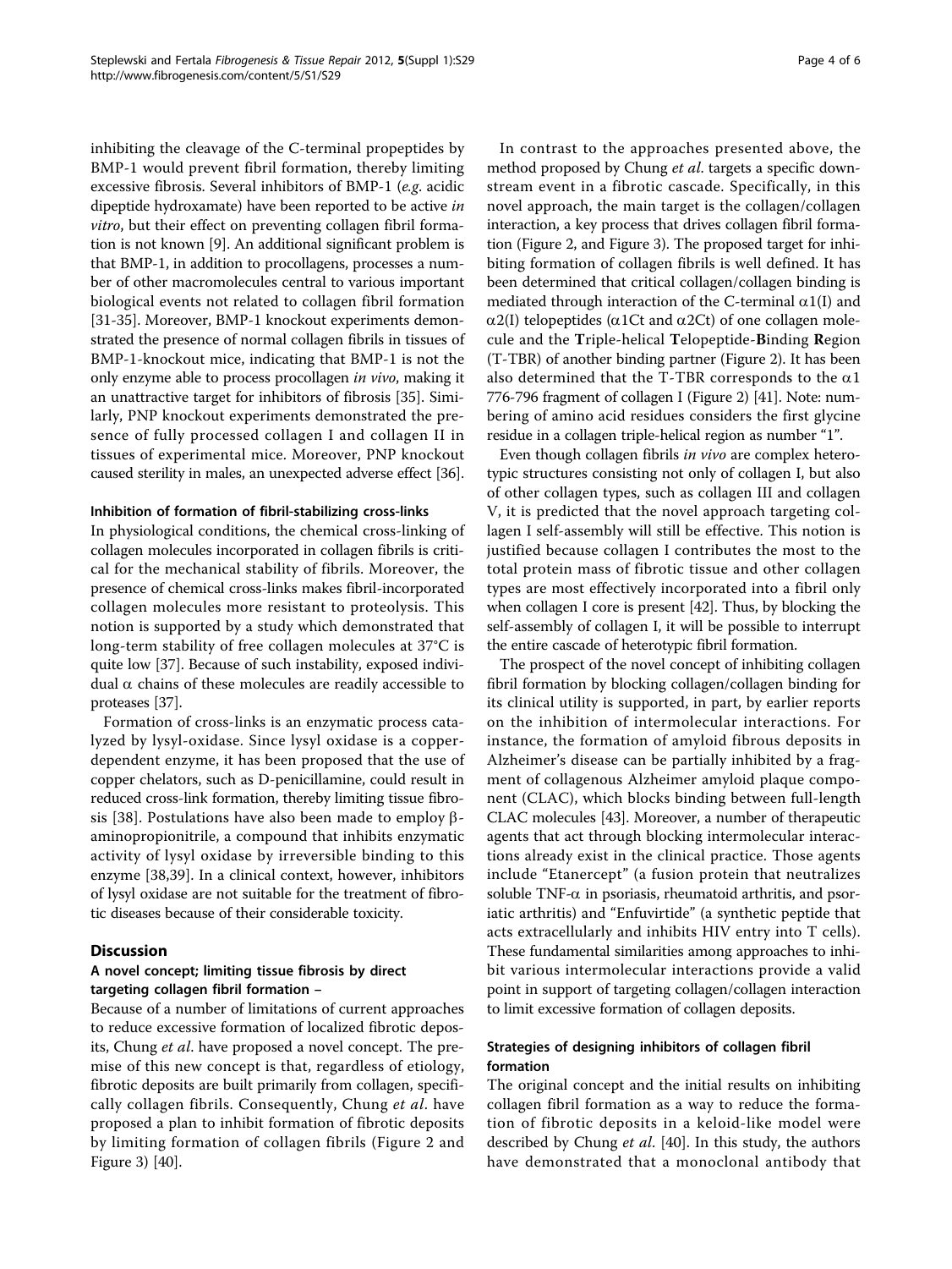inhibiting the cleavage of the C-terminal propeptides by BMP-1 would prevent fibril formation, thereby limiting excessive fibrosis. Several inhibitors of BMP-1 (*e.g.* acidic dipeptide hydroxamate) have been reported to be active *in vitro*, but their effect on preventing collagen fibril formation is not known [9]. An additional significant problem is that BMP-1, in addition to procollagens, processes a number of other macromolecules central to various important biological events not related to collagen fibril formation [31-35]. Moreover, BMP-1 knockout experiments demonstrated the presence of normal collagen fibrils in tissues of BMP-1-knockout mice, indicating that BMP-1 is not the only enzyme able to process procollagen *in vivo*, making it an unattractive target for inhibitors of fibrosis [35]. Similarly, PNP knockout experiments demonstrated the presence of fully processed collagen I and collagen II in tissues of experimental mice. Moreover, PNP knockout caused sterility in males, an unexpected adverse effect [36].

#### Inhibition of formation of fibril-stabilizing cross-links

In physiological conditions, the chemical cross-linking of collagen molecules incorporated in collagen fibrils is critical for the mechanical stability of fibrils. Moreover, the presence of chemical cross-links makes fibril-incorporated collagen molecules more resistant to proteolysis. This notion is supported by a study which demonstrated that long-term stability of free collagen molecules at 37°C is quite low [37]. Because of such instability, exposed individual $\alpha$ chains of these molecules are readily accessible to proteases [37].

Formation of cross-links is an enzymatic process catalyzed by lysyl-oxidase. Since lysyl oxidase is a copper-dependent enzyme, it has been proposed that the use of copper chelators, such as D-penicillamine, could result in reduced cross-link formation, thereby limiting tissue fibrosis [38]. Postulations have also been made to employ $\beta$-aminopropionitrile, a compound that inhibits enzymatic activity of lysyl oxidase by irreversible binding to this enzyme [38,39]. In a clinical context, however, inhibitors of lysyl oxidase are not suitable for the treatment of fibrotic diseases because of their considerable toxicity.

## Discussion

### A novel concept; limiting tissue fibrosis by direct targeting collagen fibril formation –

Because of a number of limitations of current approaches to reduce excessive formation of localized fibrotic deposits, Chung *et al*. have proposed a novel concept. The premise of this new concept is that, regardless of etiology, fibrotic deposits are built primarily from collagen, specifically collagen fibrils. Consequently, Chung *et al*. have proposed a plan to inhibit formation of fibrotic deposits by limiting formation of collagen fibrils (Figure 2 and Figure 3) [40].

In contrast to the approaches presented above, the method proposed by Chung *et al*. targets a specific downstream event in a fibrotic cascade. Specifically, in this novel approach, the main target is the collagen/collagen interaction, a key process that drives collagen fibril formation (Figure 2, and Figure 3). The proposed target for inhibiting formation of collagen fibrils is well defined. It has been determined that critical collagen/collagen binding is mediated through interaction of the C-terminal $\alpha$1(I) and $\alpha$2(I) telopeptides ($\alpha$1Ct and $\alpha$2Ct) of one collagen molecule and the **T**riple-helical **T**elopeptide-**B**inding **R**egion (T-TBR) of another binding partner (Figure 2). It has been also determined that the T-TBR corresponds to the $\alpha$1 776-796 fragment of collagen I (Figure 2) [41]. Note: numbering of amino acid residues considers the first glycine residue in a collagen triple-helical region as number "1".

Even though collagen fibrils *in vivo* are complex heterotypic structures consisting not only of collagen I, but also of other collagen types, such as collagen III and collagen V, it is predicted that the novel approach targeting collagen I self-assembly will still be effective. This notion is justified because collagen I contributes the most to the total protein mass of fibrotic tissue and other collagen types are most effectively incorporated into a fibril only when collagen I core is present [42]. Thus, by blocking the self-assembly of collagen I, it will be possible to interrupt the entire cascade of heterotypic fibril formation.

The prospect of the novel concept of inhibiting collagen fibril formation by blocking collagen/collagen binding for its clinical utility is supported, in part, by earlier reports on the inhibition of intermolecular interactions. For instance, the formation of amyloid fibrous deposits in Alzheimer's disease can be partially inhibited by a fragment of collagenous Alzheimer amyloid plaque component (CLAC), which blocks binding between full-length CLAC molecules [43]. Moreover, a number of therapeutic agents that act through blocking intermolecular interactions already exist in the clinical practice. Those agents include "Etanercept" (a fusion protein that neutralizes soluble TNF-$\alpha$ in psoriasis, rheumatoid arthritis, and psoriatic arthritis) and "Enfuvirtide" (a synthetic peptide that acts extracellularly and inhibits HIV entry into T cells). These fundamental similarities among approaches to inhibit various intermolecular interactions provide a valid point in support of targeting collagen/collagen interaction to limit excessive formation of collagen deposits.

### Strategies of designing inhibitors of collagen fibril formation

The original concept and the initial results on inhibiting collagen fibril formation as a way to reduce the formation of fibrotic deposits in a keloid-like model were described by Chung *et al*. [40]. In this study, the authors have demonstrated that a monoclonal antibody that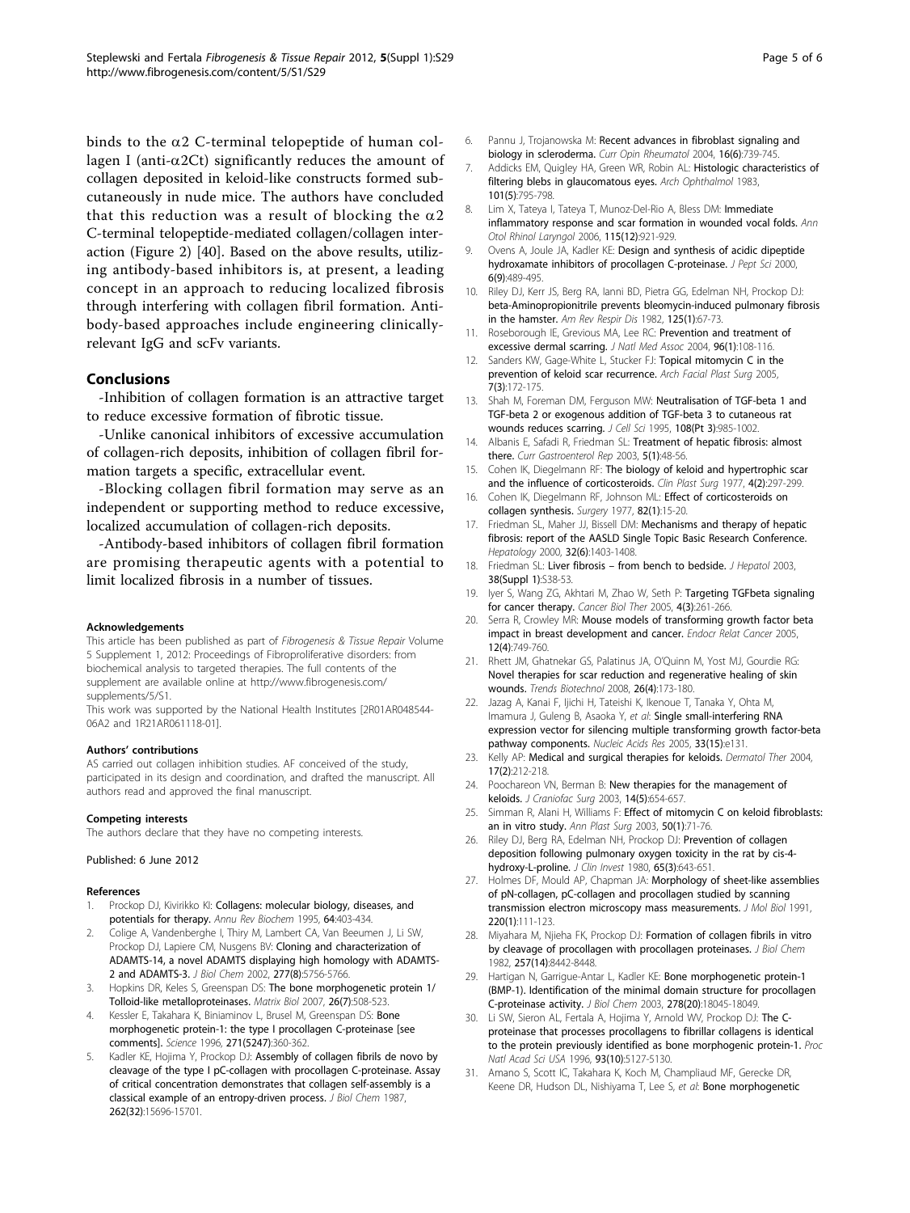binds to the $\alpha2$ C-terminal telopeptide of human collagen I (anti-$\alpha2$Ct) significantly reduces the amount of collagen deposited in keloid-like constructs formed subcutaneously in nude mice. The authors have concluded that this reduction was a result of blocking the $\alpha2$ C-terminal telopeptide-mediated collagen/collagen interaction (Figure 2) [40]. Based on the above results, utilizing antibody-based inhibitors is, at present, a leading concept in an approach to reducing localized fibrosis through interfering with collagen fibril formation. Antibody-based approaches include engineering clinically-relevant IgG and scFv variants.

## Conclusions

-Inhibition of collagen formation is an attractive target to reduce excessive formation of fibrotic tissue.

-Unlike canonical inhibitors of excessive accumulation of collagen-rich deposits, inhibition of collagen fibril formation targets a specific, extracellular event.

-Blocking collagen fibril formation may serve as an independent or supporting method to reduce excessive, localized accumulation of collagen-rich deposits.

-Antibody-based inhibitors of collagen fibril formation are promising therapeutic agents with a potential to limit localized fibrosis in a number of tissues.

#### Acknowledgements

This article has been published as part of *Fibrogenesis & Tissue Repair* Volume 5 Supplement 1, 2012: Proceedings of Fibroproliferative disorders: from biochemical analysis to targeted therapies. The full contents of the supplement are available online at http://www.fibrogenesis.com/supplements/5/S1.

This work was supported by the National Health Institutes [2R01AR048544-06A2 and 1R21AR061118-01].

#### Authors' contributions

AS carried out collagen inhibition studies. AF conceived of the study, participated in its design and coordination, and drafted the manuscript. All authors read and approved the final manuscript.

#### Competing interests

The authors declare that they have no competing interests.

Published: 6 June 2012

#### References

1. Prockop DJ, Kivirikko KI: **Collagens: molecular biology, diseases, and potentials for therapy.** *Annu Rev Biochem* 1995, **64**:403-434.
2. Colige A, Vandenberghe I, Thiry M, Lambert CA, Van Beeumen J, Li SW, Prockop DJ, Lapiere CM, Nusgens BV: **Cloning and characterization of ADAMTS-14, a novel ADAMTS displaying high homology with ADAMTS-2 and ADAMTS-3.** *J Biol Chem* 2002, **277(8)**:5756-5766.
3. Hopkins DR, Keles S, Greenspan DS: **The bone morphogenetic protein 1/Tolloid-like metalloproteinases.** *Matrix Biol* 2007, **26(7)**:508-523.
4. Kessler E, Takahara K, Biniaminov L, Brusel M, Greenspan DS: **Bone morphogenetic protein-1: the type I procollagen C-proteinase [see comments].** *Science* 1996, **271(5247)**:360-362.
5. Kadler KE, Hojima Y, Prockop DJ: **Assembly of collagen fibrils de novo by cleavage of the type I pC-collagen with procollagen C-proteinase. Assay of critical concentration demonstrates that collagen self-assembly is a classical example of an entropy-driven process.** *J Biol Chem* 1987, **262(32)**:15696-15701.
6. Pannu J, Trojanowska M: **Recent advances in fibroblast signaling and biology in scleroderma.** *Curr Opin Rheumatol* 2004, **16(6)**:739-745.
7. Addicks EM, Quigley HA, Green WR, Robin AL: **Histologic characteristics of filtering blebs in glaucomatous eyes.** *Arch Ophthalmol* 1983, **101(5)**:795-798.
8. Lim X, Tateya I, Tateya T, Munoz-Del-Rio A, Bless DM: **Immediate inflammatory response and scar formation in wounded vocal folds.** *Ann Otol Rhinol Laryngol* 2006, **115(12)**:921-929.
9. Ovens A, Joule JA, Kadler KE: **Design and synthesis of acidic dipeptide hydroxamate inhibitors of procollagen C-proteinase.** *J Pept Sci* 2000, **6(9)**:489-495.
10. Riley DJ, Kerr JS, Berg RA, Ianni BD, Pietra GG, Edelman NH, Prockop DJ: **beta-Aminopropionitrile prevents bleomycin-induced pulmonary fibrosis in the hamster.** *Am Rev Respir Dis* 1982, **125(1)**:67-73.
11. Roseborough IE, Grevious MA, Lee RC: **Prevention and treatment of excessive dermal scarring.** *J Natl Med Assoc* 2004, **96(1)**:108-116.
12. Sanders KW, Gage-White L, Stucker FJ: **Topical mitomycin C in the prevention of keloid scar recurrence.** *Arch Facial Plast Surg* 2005, **7(3)**:172-175.
13. Shah M, Foreman DM, Ferguson MW: **Neutralisation of TGF-beta 1 and TGF-beta 2 or exogenous addition of TGF-beta 3 to cutaneous rat wounds reduces scarring.** *J Cell Sci* 1995, **108(Pt 3)**:985-1002.
14. Albanis E, Safadi R, Friedman SL: **Treatment of hepatic fibrosis: almost there.** *Curr Gastroenterol Rep* 2003, **5(1)**:48-56.
15. Cohen IK, Diegelmann RF: **The biology of keloid and hypertrophic scar and the influence of corticosteroids.** *Clin Plast Surg* 1977, **4(2)**:297-299.
16. Cohen IK, Diegelmann RF, Johnson ML: **Effect of corticosteroids on collagen synthesis.** *Surgery* 1977, **82(1)**:15-20.
17. Friedman SL, Maher JJ, Bissell DM: **Mechanisms and therapy of hepatic fibrosis: report of the AASLD Single Topic Basic Research Conference.** *Hepatology* 2000, **32(6)**:1403-1408.
18. Friedman SL: **Liver fibrosis – from bench to bedside.** *J Hepatol* 2003, **38(Suppl 1)**:S38-53.
19. Iyer S, Wang ZG, Akhtari M, Zhao W, Seth P: **Targeting TGFbeta signaling for cancer therapy.** *Cancer Biol Ther* 2005, **4(3)**:261-266.
20. Serra R, Crowley MR: **Mouse models of transforming growth factor beta impact in breast development and cancer.** *Endocr Relat Cancer* 2005, **12(4)**:749-760.
21. Rhett JM, Ghatnekar GS, Palatinus JA, O'Quinn M, Yost MJ, Gourdie RG: **Novel therapies for scar reduction and regenerative healing of skin wounds.** *Trends Biotechnol* 2008, **26(4)**:173-180.
22. Jazag A, Kanai F, Ijichi H, Tateishi K, Ikenoue T, Tanaka Y, Ohta M, Imamura J, Guleng B, Asaoka Y, *et al*: **Single small-interfering RNA expression vector for silencing multiple transforming growth factor-beta pathway components.** *Nucleic Acids Res* 2005, **33(15)**:e131.
23. Kelly AP: **Medical and surgical therapies for keloids.** *Dermatol Ther* 2004, **17(2)**:212-218.
24. Poochareon VN, Berman B: **New therapies for the management of keloids.** *J Craniofac Surg* 2003, **14(5)**:654-657.
25. Simman R, Alani H, Williams F: **Effect of mitomycin C on keloid fibroblasts: an in vitro study.** *Ann Plast Surg* 2003, **50(1)**:71-76.
26. Riley DJ, Berg RA, Edelman NH, Prockop DJ: **Prevention of collagen deposition following pulmonary oxygen toxicity in the rat by cis-4-hydroxy-L-proline.** *J Clin Invest* 1980, **65(3)**:643-651.
27. Holmes DF, Mould AP, Chapman JA: **Morphology of sheet-like assemblies of pN-collagen, pC-collagen and procollagen studied by scanning transmission electron microscopy mass measurements.** *J Mol Biol* 1991, **220(1)**:111-123.
28. Miyahara M, Njieha FK, Prockop DJ: **Formation of collagen fibrils in vitro by cleavage of procollagen with procollagen proteinases.** *J Biol Chem* 1982, **257(14)**:8442-8448.
29. Hartigan N, Garrigue-Antar L, Kadler KE: **Bone morphogenetic protein-1 (BMP-1). Identification of the minimal domain structure for procollagen C-proteinase activity.** *J Biol Chem* 2003, **278(20)**:18045-18049.
30. Li SW, Sieron AL, Fertala A, Hojima Y, Arnold WV, Prockop DJ: **The C-proteinase that processes procollagens to fibrillar collagens is identical to the protein previously identified as bone morphogenic protein-1.** *Proc Natl Acad Sci USA* 1996, **93(10)**:5127-5130.
31. Amano S, Scott IC, Takahara K, Koch M, Champliaud MF, Gerecke DR, Keene DR, Hudson DL, Nishiyama T, Lee S, *et al*: **Bone morphogenetic**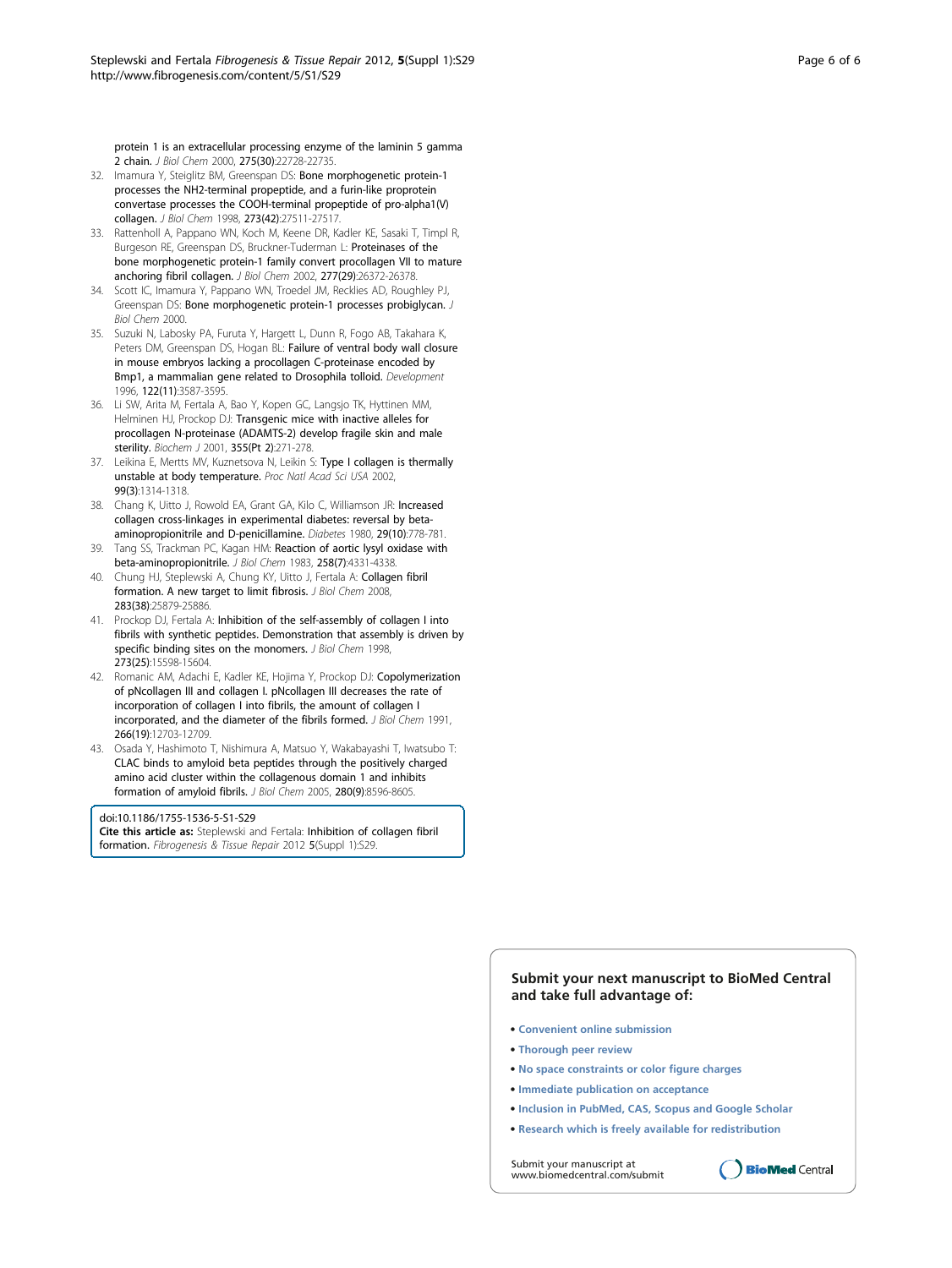protein 1 is an extracellular processing enzyme of the laminin 5 gamma 2 chain. *J Biol Chem* 2000, **275(30)**:22728-22735.

32. Imamura Y, Steiglitz BM, Greenspan DS: **Bone morphogenetic protein-1 processes the NH2-terminal propeptide, and a furin-like proprotein convertase processes the COOH-terminal propeptide of pro-alpha1(V) collagen.** *J Biol Chem* 1998, **273(42)**:27511-27517.
33. Rattenholl A, Pappano WN, Koch M, Keene DR, Kadler KE, Sasaki T, Timpl R, Burgeson RE, Greenspan DS, Bruckner-Tuderman L: **Proteinases of the bone morphogenetic protein-1 family convert procollagen VII to mature anchoring fibril collagen.** *J Biol Chem* 2002, **277(29)**:26372-26378.
34. Scott IC, Imamura Y, Pappano WN, Troedel JM, Recklies AD, Roughley PJ, Greenspan DS: **Bone morphogenetic protein-1 processes probiglycan.** *J Biol Chem* 2000.
35. Suzuki N, Labosky PA, Furuta Y, Hargett L, Dunn R, Fogo AB, Takahara K, Peters DM, Greenspan DS, Hogan BL: **Failure of ventral body wall closure in mouse embryos lacking a procollagen C-proteinase encoded by Bmp1, a mammalian gene related to Drosophila tolloid.** *Development* 1996, **122(11)**:3587-3595.
36. Li SW, Arita M, Fertala A, Bao Y, Kopen GC, Langsjo TK, Hyttinen MM, Helminen HJ, Prockop DJ: **Transgenic mice with inactive alleles for procollagen N-proteinase (ADAMTS-2) develop fragile skin and male sterility.** *Biochem J* 2001, **355(Pt 2)**:271-278.
37. Leikina E, Mertts MV, Kuznetsova N, Leikin S: **Type I collagen is thermally unstable at body temperature.** *Proc Natl Acad Sci USA* 2002, **99(3)**:1314-1318.
38. Chang K, Uitto J, Rowold EA, Grant GA, Kilo C, Williamson JR: **Increased collagen cross-linkages in experimental diabetes: reversal by beta-aminopropionitrile and D-penicillamine.** *Diabetes* 1980, **29(10)**:778-781.
39. Tang SS, Trackman PC, Kagan HM: **Reaction of aortic lysyl oxidase with beta-aminopropionitrile.** *J Biol Chem* 1983, **258(7)**:4331-4338.
40. Chung HJ, Steplewski A, Chung KY, Uitto J, Fertala A: **Collagen fibril formation. A new target to limit fibrosis.** *J Biol Chem* 2008, **283(38)**:25879-25886.
41. Prockop DJ, Fertala A: **Inhibition of the self-assembly of collagen I into fibrils with synthetic peptides. Demonstration that assembly is driven by specific binding sites on the monomers.** *J Biol Chem* 1998, **273(25)**:15598-15604.
42. Romanic AM, Adachi E, Kadler KE, Hojima Y, Prockop DJ: **Copolymerization of pNcollagen III and collagen I. pNcollagen III decreases the rate of incorporation of collagen I into fibrils, the amount of collagen I incorporated, and the diameter of the fibrils formed.** *J Biol Chem* 1991, **266(19)**:12703-12709.
43. Osada Y, Hashimoto T, Nishimura A, Matsuo Y, Wakabayashi T, Iwatsubo T: **CLAC binds to amyloid beta peptides through the positively charged amino acid cluster within the collagenous domain 1 and inhibits formation of amyloid fibrils.** *J Biol Chem* 2005, **280(9)**:8596-8605.

doi:10.1186/1755-1536-5-S1-S29
**Cite this article as:** Steplewski and Fertala: Inhibition of collagen fibril formation. *Fibrogenesis & Tissue Repair* 2012 **5**(Suppl 1):S29.

**Submit your next manuscript to BioMed Central and take full advantage of:**

- Convenient online submission
- Thorough peer review
- No space constraints or color figure charges
- Immediate publication on acceptance
- Inclusion in PubMed, CAS, Scopus and Google Scholar
- Research which is freely available for redistribution

Submit your manuscript at
www.biomedcentral.com/submit

BioMed Central